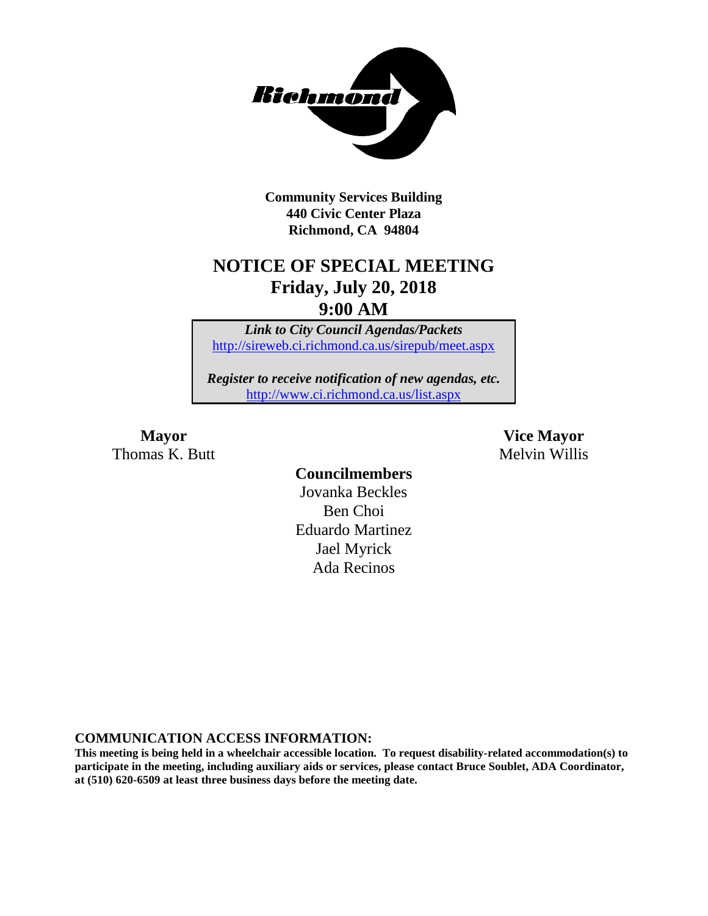**Community Services Building**
**440 Civic Center Plaza**
**Richmond, CA 94804**

# NOTICE OF SPECIAL MEETING
## Friday, July 20, 2018
## 9:00 AM

***Link to City Council Agendas/Packets***
http://sireweb.ci.richmond.ca.us/sirepub/meet.aspx

***Register to receive notification of new agendas, etc.***
http://www.ci.richmond.ca.us/list.aspx

**Mayor**
Thomas K. Butt

**Vice Mayor**
Melvin Willis

**Councilmembers**
Jovanka Beckles
Ben Choi
Eduardo Martinez
Jael Myrick
Ada Recinos

**COMMUNICATION ACCESS INFORMATION:**
**This meeting is being held in a wheelchair accessible location. To request disability-related accommodation(s) to participate in the meeting, including auxiliary aids or services, please contact Bruce Soublet, ADA Coordinator, at (510) 620-6509 at least three business days before the meeting date.**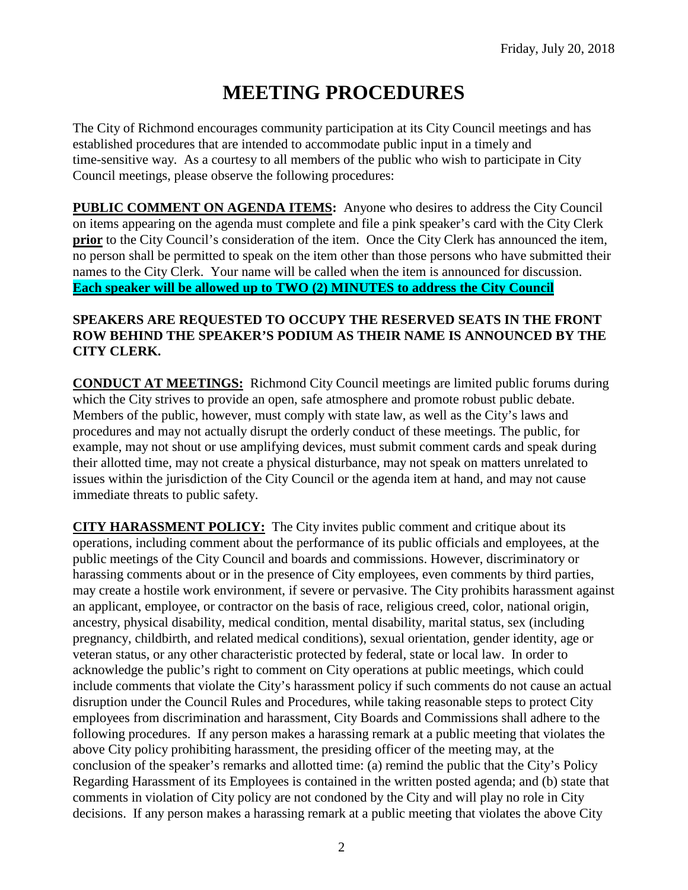# MEETING PROCEDURES

The City of Richmond encourages community participation at its City Council meetings and has established procedures that are intended to accommodate public input in a timely and time-sensitive way. As a courtesy to all members of the public who wish to participate in City Council meetings, please observe the following procedures:

**PUBLIC COMMENT ON AGENDA ITEMS:** Anyone who desires to address the City Council on items appearing on the agenda must complete and file a pink speaker's card with the City Clerk **prior** to the City Council's consideration of the item. Once the City Clerk has announced the item, no person shall be permitted to speak on the item other than those persons who have submitted their names to the City Clerk. Your name will be called when the item is announced for discussion. **Each speaker will be allowed up to TWO (2) MINUTES to address the City Council**

**SPEAKERS ARE REQUESTED TO OCCUPY THE RESERVED SEATS IN THE FRONT ROW BEHIND THE SPEAKER'S PODIUM AS THEIR NAME IS ANNOUNCED BY THE CITY CLERK.**

**CONDUCT AT MEETINGS:** Richmond City Council meetings are limited public forums during which the City strives to provide an open, safe atmosphere and promote robust public debate. Members of the public, however, must comply with state law, as well as the City's laws and procedures and may not actually disrupt the orderly conduct of these meetings. The public, for example, may not shout or use amplifying devices, must submit comment cards and speak during their allotted time, may not create a physical disturbance, may not speak on matters unrelated to issues within the jurisdiction of the City Council or the agenda item at hand, and may not cause immediate threats to public safety.

**CITY HARASSMENT POLICY:** The City invites public comment and critique about its operations, including comment about the performance of its public officials and employees, at the public meetings of the City Council and boards and commissions. However, discriminatory or harassing comments about or in the presence of City employees, even comments by third parties, may create a hostile work environment, if severe or pervasive. The City prohibits harassment against an applicant, employee, or contractor on the basis of race, religious creed, color, national origin, ancestry, physical disability, medical condition, mental disability, marital status, sex (including pregnancy, childbirth, and related medical conditions), sexual orientation, gender identity, age or veteran status, or any other characteristic protected by federal, state or local law. In order to acknowledge the public's right to comment on City operations at public meetings, which could include comments that violate the City's harassment policy if such comments do not cause an actual disruption under the Council Rules and Procedures, while taking reasonable steps to protect City employees from discrimination and harassment, City Boards and Commissions shall adhere to the following procedures. If any person makes a harassing remark at a public meeting that violates the above City policy prohibiting harassment, the presiding officer of the meeting may, at the conclusion of the speaker's remarks and allotted time: (a) remind the public that the City's Policy Regarding Harassment of its Employees is contained in the written posted agenda; and (b) state that comments in violation of City policy are not condoned by the City and will play no role in City decisions. If any person makes a harassing remark at a public meeting that violates the above City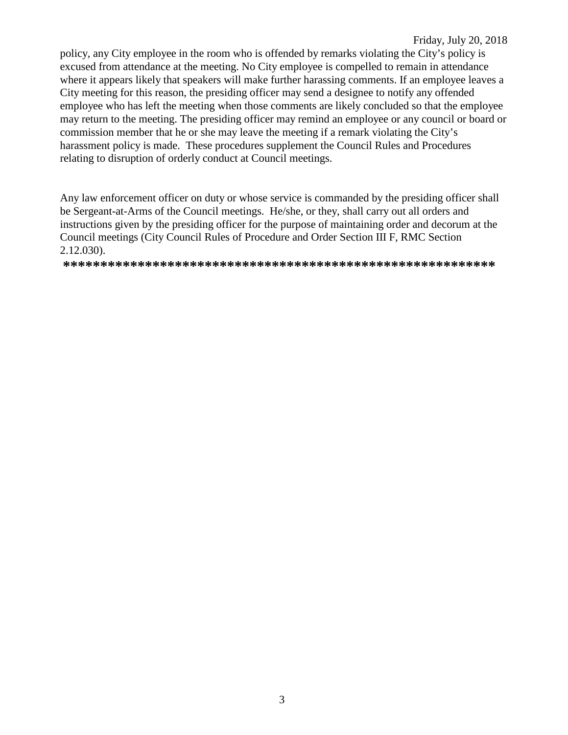policy, any City employee in the room who is offended by remarks violating the City's policy is excused from attendance at the meeting. No City employee is compelled to remain in attendance where it appears likely that speakers will make further harassing comments. If an employee leaves a City meeting for this reason, the presiding officer may send a designee to notify any offended employee who has left the meeting when those comments are likely concluded so that the employee may return to the meeting. The presiding officer may remind an employee or any council or board or commission member that he or she may leave the meeting if a remark violating the City's harassment policy is made. These procedures supplement the Council Rules and Procedures relating to disruption of orderly conduct at Council meetings.

Any law enforcement officer on duty or whose service is commanded by the presiding officer shall be Sergeant-at-Arms of the Council meetings. He/she, or they, shall carry out all orders and instructions given by the presiding officer for the purpose of maintaining order and decorum at the Council meetings (City Council Rules of Procedure and Order Section III F, RMC Section 2.12.030).

**************************************************************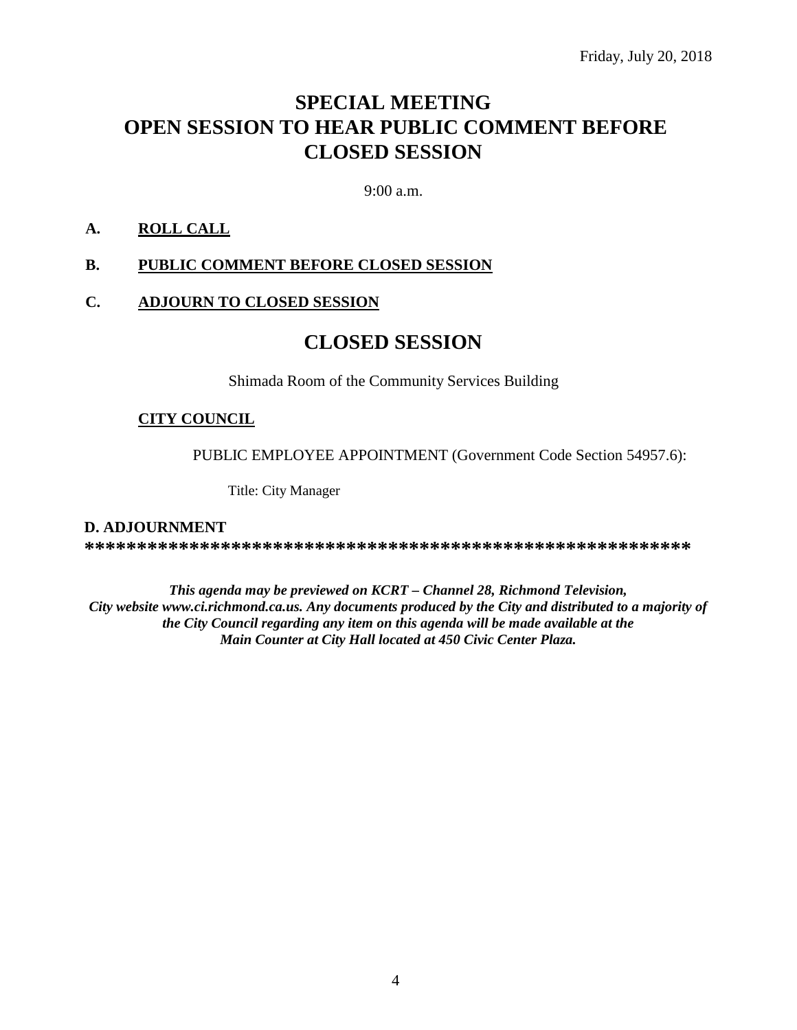Friday, July 20, 2018

# SPECIAL MEETING
# OPEN SESSION TO HEAR PUBLIC COMMENT BEFORE CLOSED SESSION

9:00 a.m.

**A. ROLL CALL**

**B. PUBLIC COMMENT BEFORE CLOSED SESSION**

**C. ADJOURN TO CLOSED SESSION**

## CLOSED SESSION

Shimada Room of the Community Services Building

**CITY COUNCIL**

PUBLIC EMPLOYEE APPOINTMENT (Government Code Section 54957.6):

Title: City Manager

**D. ADJOURNMENT**

**************************************************************

***This agenda may be previewed on KCRT – Channel 28, Richmond Television, City website www.ci.richmond.ca.us. Any documents produced by the City and distributed to a majority of the City Council regarding any item on this agenda will be made available at the Main Counter at City Hall located at 450 Civic Center Plaza.***